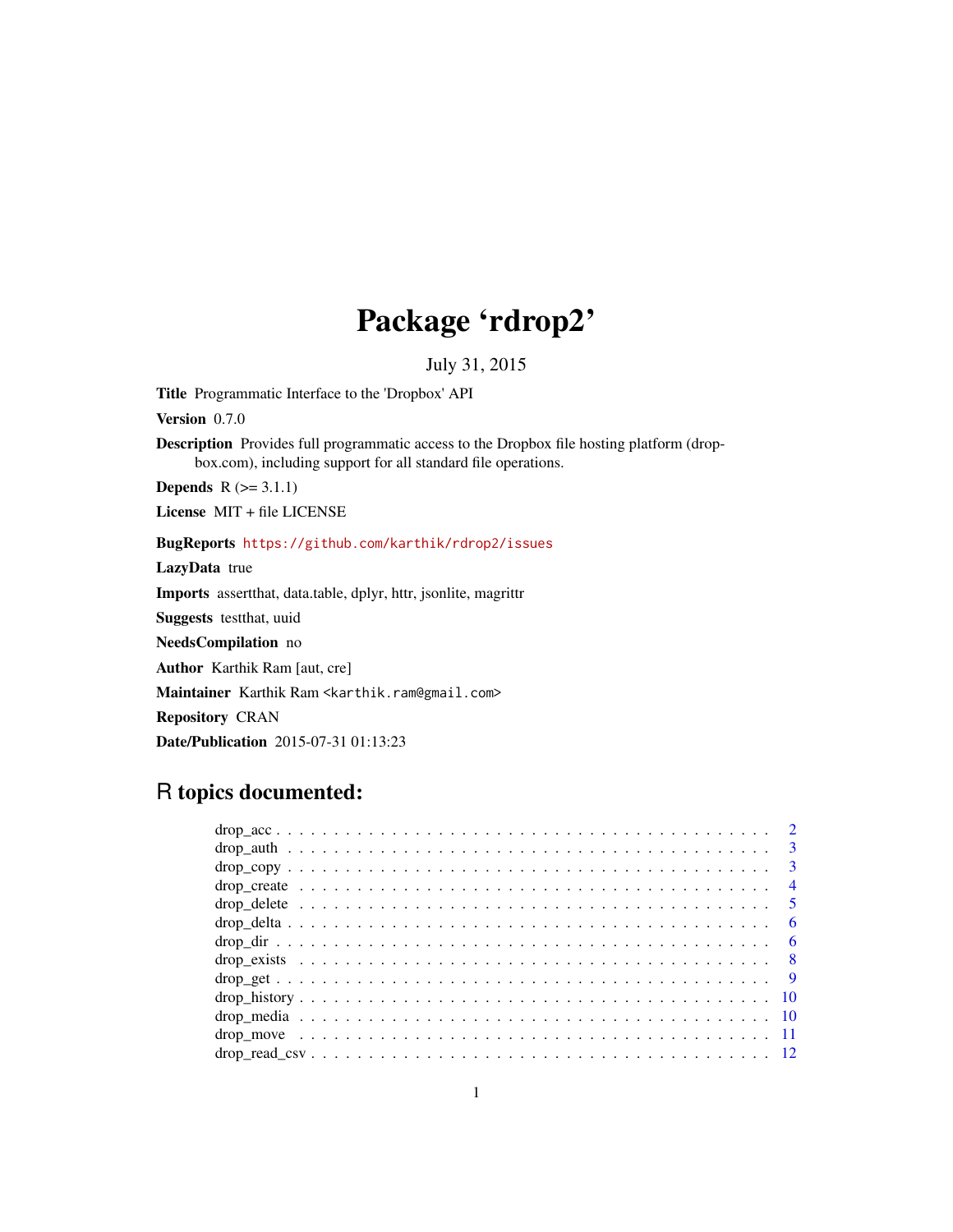# Package 'rdrop2'

July 31, 2015

**Title** Programmatic Interface to the 'Dropbox' API

**Version** 0.7.0

**Description** Provides full programmatic access to the Dropbox file hosting platform (dropbox.com), including support for all standard file operations.

**Depends** R (>= 3.1.1)

**License** MIT + file LICENSE

**BugReports** https://github.com/karthik/rdrop2/issues

**LazyData** true

**Imports** assertthat, data.table, dplyr, httr, jsonlite, magrittr

**Suggests** testthat, uuid

**NeedsCompilation** no

**Author** Karthik Ram [aut, cre]

**Maintainer** Karthik Ram <karthik.ram@gmail.com>

**Repository** CRAN

**Date/Publication** 2015-07-31 01:13:23

## R topics documented:

- drop_acc . . . . . . . . . . . . . . . . . . . . . . . . . . . . . . . . . . . . . . . . . 2
- drop_auth . . . . . . . . . . . . . . . . . . . . . . . . . . . . . . . . . . . . . . . . 3
- drop_copy . . . . . . . . . . . . . . . . . . . . . . . . . . . . . . . . . . . . . . . . 3
- drop_create . . . . . . . . . . . . . . . . . . . . . . . . . . . . . . . . . . . . . . . 4
- drop_delete . . . . . . . . . . . . . . . . . . . . . . . . . . . . . . . . . . . . . . . 5
- drop_delta . . . . . . . . . . . . . . . . . . . . . . . . . . . . . . . . . . . . . . . . 6
- drop_dir . . . . . . . . . . . . . . . . . . . . . . . . . . . . . . . . . . . . . . . . . 6
- drop_exists . . . . . . . . . . . . . . . . . . . . . . . . . . . . . . . . . . . . . . . 8
- drop_get . . . . . . . . . . . . . . . . . . . . . . . . . . . . . . . . . . . . . . . . . 9
- drop_history . . . . . . . . . . . . . . . . . . . . . . . . . . . . . . . . . . . . . . . 10
- drop_media . . . . . . . . . . . . . . . . . . . . . . . . . . . . . . . . . . . . . . . 10
- drop_move . . . . . . . . . . . . . . . . . . . . . . . . . . . . . . . . . . . . . . . 11
- drop_read_csv . . . . . . . . . . . . . . . . . . . . . . . . . . . . . . . . . . . . . . 12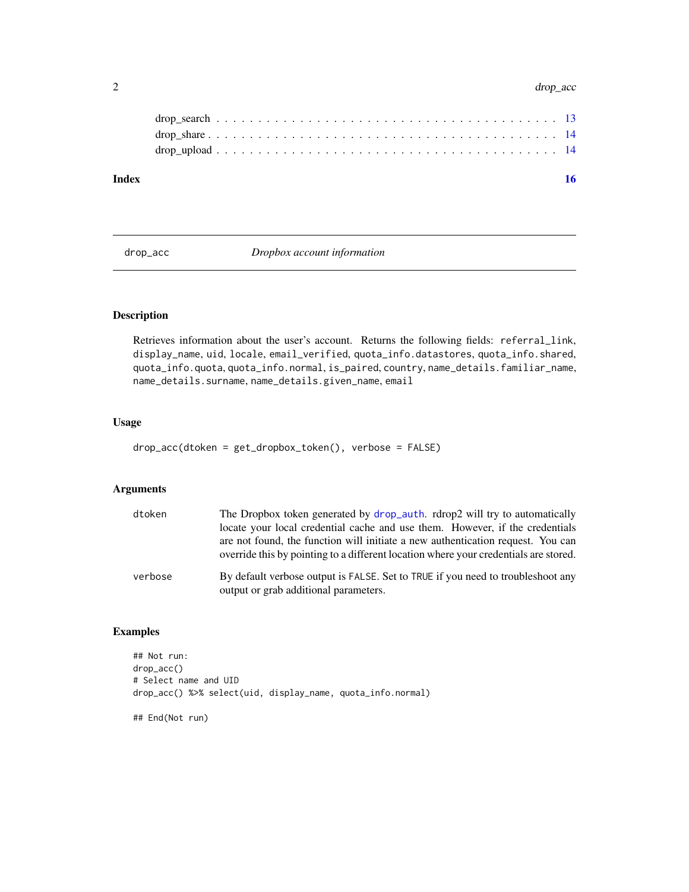drop_search . . . . . . . . . . . . . . . . . . . . . . . . . . . . . . . . . . . . . . 13
drop_share . . . . . . . . . . . . . . . . . . . . . . . . . . . . . . . . . . . . . . . 14
drop_upload . . . . . . . . . . . . . . . . . . . . . . . . . . . . . . . . . . . . . . 14

**Index** **16**

---

## drop_acc — *Dropbox account information*

### Description

Retrieves information about the user's account. Returns the following fields: `referral_link`, `display_name`, `uid`, `locale`, `email_verified`, `quota_info.datastores`, `quota_info.shared`, `quota_info.quota`, `quota_info.normal`, `is_paired`, `country`, `name_details.familiar_name`, `name_details.surname`, `name_details.given_name`, `email`

### Usage

```
drop_acc(dtoken = get_dropbox_token(), verbose = FALSE)
```

### Arguments

| | |
|---|---|
| dtoken | The Dropbox token generated by `drop_auth`. rdrop2 will try to automatically locate your local credential cache and use them. However, if the credentials are not found, the function will initiate a new authentication request. You can override this by pointing to a different location where your credentials are stored. |
| verbose | By default verbose output is `FALSE`. Set to `TRUE` if you need to troubleshoot any output or grab additional parameters. |

### Examples

```
## Not run:
drop_acc()
# Select name and UID
drop_acc() %>% select(uid, display_name, quota_info.normal)

## End(Not run)
```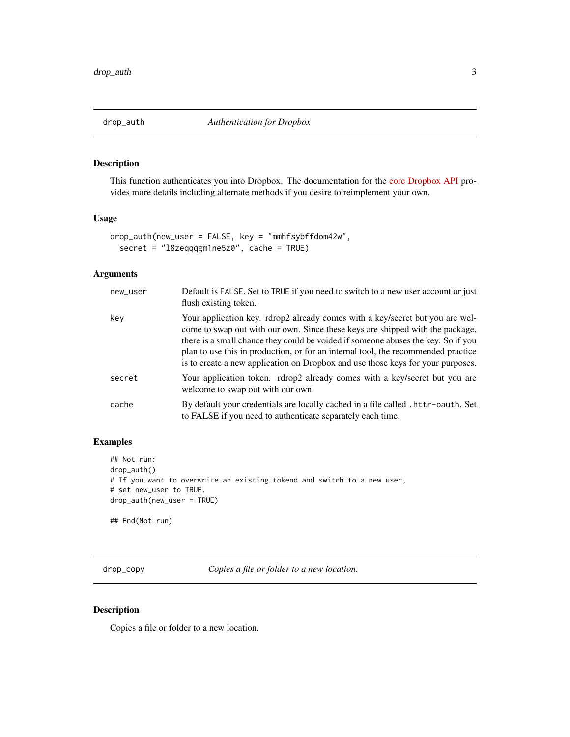## drop_auth — *Authentication for Dropbox*

### Description

This function authenticates you into Dropbox. The documentation for the core Dropbox API provides more details including alternate methods if you desire to reimplement your own.

### Usage

```
drop_auth(new_user = FALSE, key = "mmhfsybffdom42w",
  secret = "l8zeqqqgm1ne5z0", cache = TRUE)
```

### Arguments

| | |
|---|---|
| new_user | Default is FALSE. Set to TRUE if you need to switch to a new user account or just flush existing token. |
| key | Your application key. rdrop2 already comes with a key/secret but you are welcome to swap out with our own. Since these keys are shipped with the package, there is a small chance they could be voided if someone abuses the key. So if you plan to use this in production, or for an internal tool, the recommended practice is to create a new application on Dropbox and use those keys for your purposes. |
| secret | Your application token. rdrop2 already comes with a key/secret but you are welcome to swap out with our own. |
| cache | By default your credentials are locally cached in a file called .httr-oauth. Set to FALSE if you need to authenticate separately each time. |

### Examples

```
## Not run:
drop_auth()
# If you want to overwrite an existing tokend and switch to a new user,
# set new_user to TRUE.
drop_auth(new_user = TRUE)

## End(Not run)
```

## drop_copy — *Copies a file or folder to a new location.*

### Description

Copies a file or folder to a new location.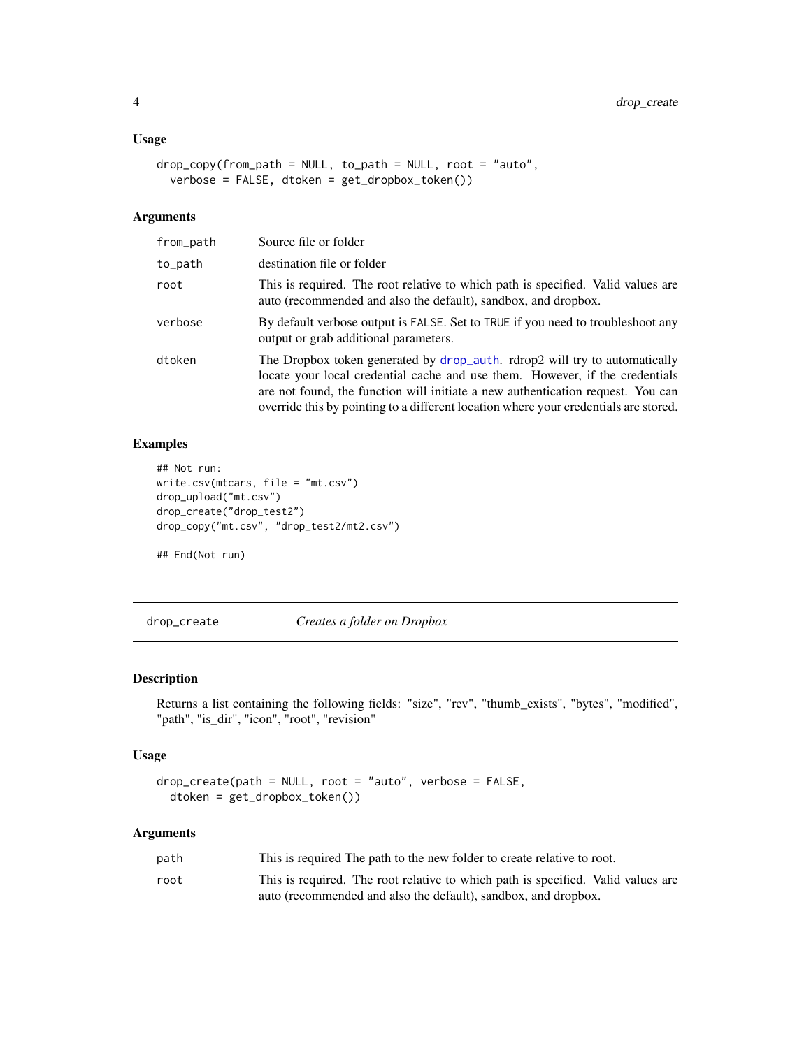### Usage

```
drop_copy(from_path = NULL, to_path = NULL, root = "auto",
  verbose = FALSE, dtoken = get_dropbox_token())
```

### Arguments

| | |
|---|---|
| from_path | Source file or folder |
| to_path | destination file or folder |
| root | This is required. The root relative to which path is specified. Valid values are auto (recommended and also the default), sandbox, and dropbox. |
| verbose | By default verbose output is FALSE. Set to TRUE if you need to troubleshoot any output or grab additional parameters. |
| dtoken | The Dropbox token generated by drop_auth. rdrop2 will try to automatically locate your local credential cache and use them. However, if the credentials are not found, the function will initiate a new authentication request. You can override this by pointing to a different location where your credentials are stored. |

### Examples

```
## Not run:
write.csv(mtcars, file = "mt.csv")
drop_upload("mt.csv")
drop_create("drop_test2")
drop_copy("mt.csv", "drop_test2/mt2.csv")

## End(Not run)
```

---

## drop_create    *Creates a folder on Dropbox*

### Description

Returns a list containing the following fields: "size", "rev", "thumb_exists", "bytes", "modified", "path", "is_dir", "icon", "root", "revision"

### Usage

```
drop_create(path = NULL, root = "auto", verbose = FALSE,
  dtoken = get_dropbox_token())
```

### Arguments

| | |
|---|---|
| path | This is required The path to the new folder to create relative to root. |
| root | This is required. The root relative to which path is specified. Valid values are auto (recommended and also the default), sandbox, and dropbox. |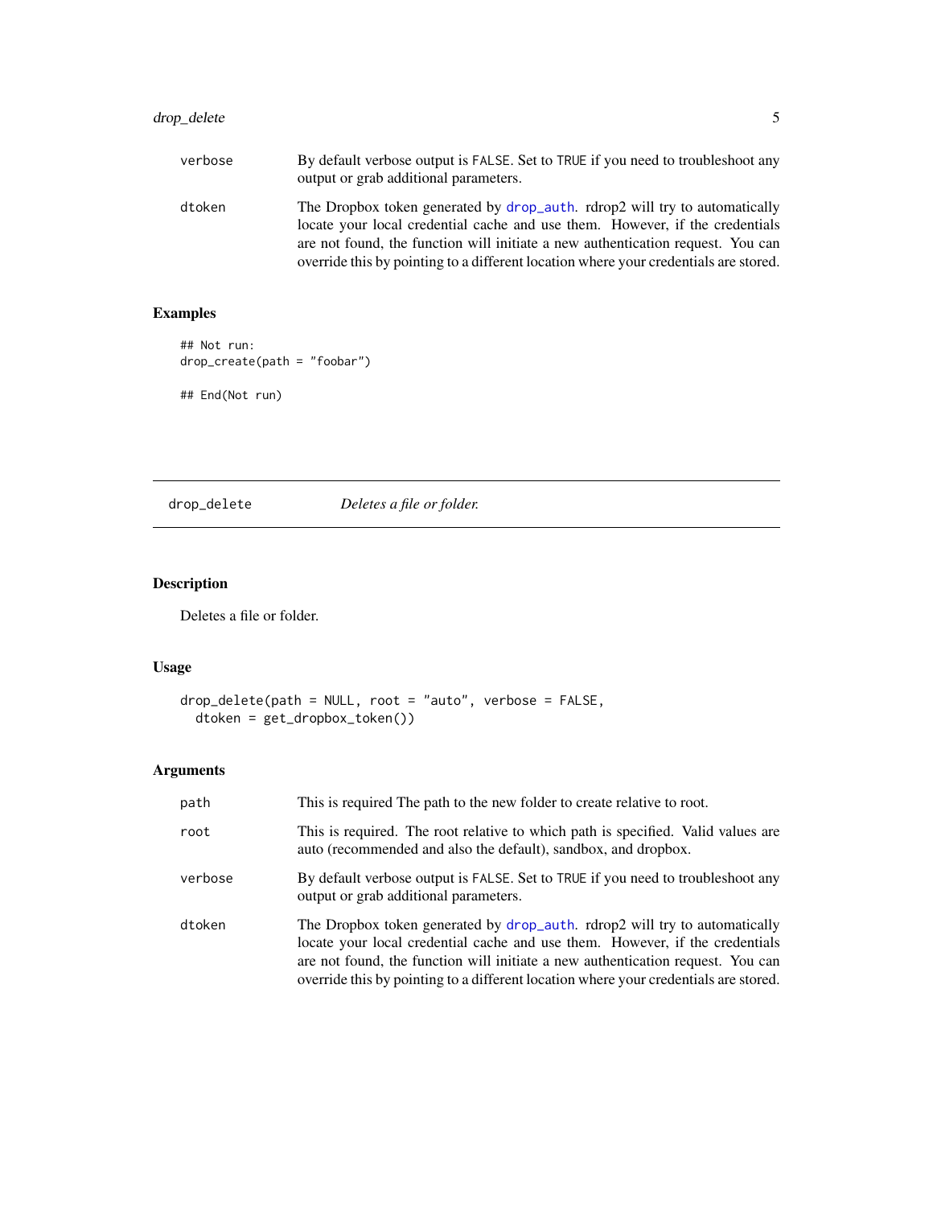| | |
|---|---|
| verbose | By default verbose output is FALSE. Set to TRUE if you need to troubleshoot any output or grab additional parameters. |
| dtoken | The Dropbox token generated by drop_auth. rdrop2 will try to automatically locate your local credential cache and use them. However, if the credentials are not found, the function will initiate a new authentication request. You can override this by pointing to a different location where your credentials are stored. |

### Examples

```
## Not run:
drop_create(path = "foobar")

## End(Not run)
```

---

## drop_delete — *Deletes a file or folder.*

---

### Description

Deletes a file or folder.

### Usage

```
drop_delete(path = NULL, root = "auto", verbose = FALSE,
  dtoken = get_dropbox_token())
```

### Arguments

| | |
|---|---|
| path | This is required The path to the new folder to create relative to root. |
| root | This is required. The root relative to which path is specified. Valid values are auto (recommended and also the default), sandbox, and dropbox. |
| verbose | By default verbose output is FALSE. Set to TRUE if you need to troubleshoot any output or grab additional parameters. |
| dtoken | The Dropbox token generated by drop_auth. rdrop2 will try to automatically locate your local credential cache and use them. However, if the credentials are not found, the function will initiate a new authentication request. You can override this by pointing to a different location where your credentials are stored. |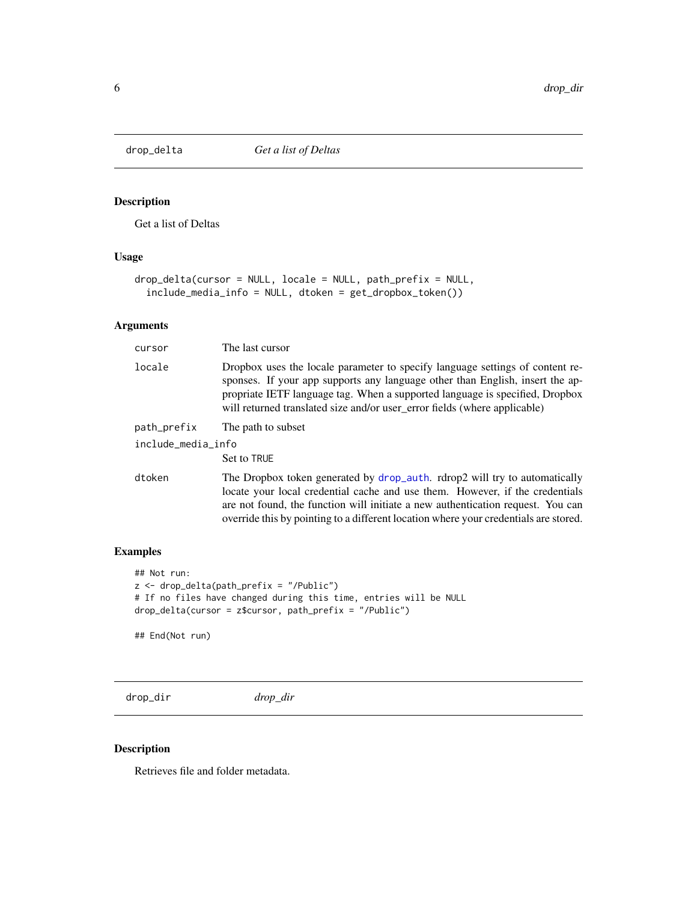## drop_delta *Get a list of Deltas*

### Description

Get a list of Deltas

### Usage

```
drop_delta(cursor = NULL, locale = NULL, path_prefix = NULL,
  include_media_info = NULL, dtoken = get_dropbox_token())
```

### Arguments

| | |
|---|---|
| cursor | The last cursor |
| locale | Dropbox uses the locale parameter to specify language settings of content responses. If your app supports any language other than English, insert the appropriate IETF language tag. When a supported language is specified, Dropbox will returned translated size and/or user_error fields (where applicable) |
| path_prefix | The path to subset |
| include_media_info | Set to TRUE |
| dtoken | The Dropbox token generated by drop_auth. rdrop2 will try to automatically locate your local credential cache and use them. However, if the credentials are not found, the function will initiate a new authentication request. You can override this by pointing to a different location where your credentials are stored. |

### Examples

```
## Not run:
z <- drop_delta(path_prefix = "/Public")
# If no files have changed during this time, entries will be NULL
drop_delta(cursor = z$cursor, path_prefix = "/Public")

## End(Not run)
```

## drop_dir *drop_dir*

### Description

Retrieves file and folder metadata.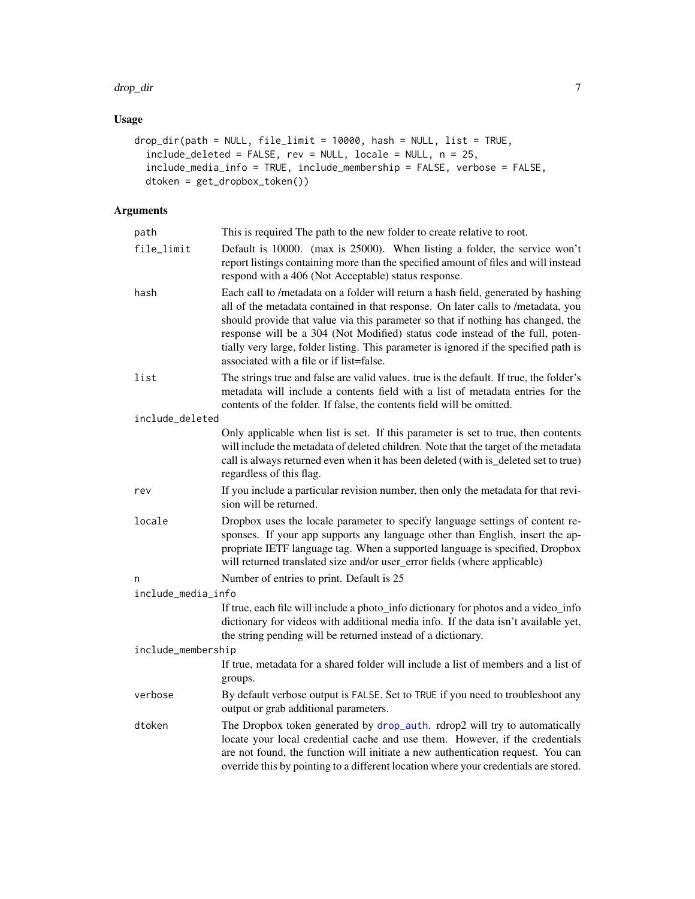## Usage

```
drop_dir(path = NULL, file_limit = 10000, hash = NULL, list = TRUE,
  include_deleted = FALSE, rev = NULL, locale = NULL, n = 25,
  include_media_info = TRUE, include_membership = FALSE, verbose = FALSE,
  dtoken = get_dropbox_token())
```

## Arguments

| Argument | Description |
|---|---|
| `path` | This is required The path to the new folder to create relative to root. |
| `file_limit` | Default is 10000. (max is 25000). When listing a folder, the service won't report listings containing more than the specified amount of files and will instead respond with a 406 (Not Acceptable) status response. |
| `hash` | Each call to /metadata on a folder will return a hash field, generated by hashing all of the metadata contained in that response. On later calls to /metadata, you should provide that value via this parameter so that if nothing has changed, the response will be a 304 (Not Modified) status code instead of the full, potentially very large, folder listing. This parameter is ignored if the specified path is associated with a file or if list=false. |
| `list` | The strings true and false are valid values. true is the default. If true, the folder's metadata will include a contents field with a list of metadata entries for the contents of the folder. If false, the contents field will be omitted. |
| `include_deleted` | Only applicable when list is set. If this parameter is set to true, then contents will include the metadata of deleted children. Note that the target of the metadata call is always returned even when it has been deleted (with is_deleted set to true) regardless of this flag. |
| `rev` | If you include a particular revision number, then only the metadata for that revision will be returned. |
| `locale` | Dropbox uses the locale parameter to specify language settings of content responses. If your app supports any language other than English, insert the appropriate IETF language tag. When a supported language is specified, Dropbox will returned translated size and/or user_error fields (where applicable) |
| `n` | Number of entries to print. Default is 25 |
| `include_media_info` | If true, each file will include a photo_info dictionary for photos and a video_info dictionary for videos with additional media info. If the data isn't available yet, the string pending will be returned instead of a dictionary. |
| `include_membership` | If true, metadata for a shared folder will include a list of members and a list of groups. |
| `verbose` | By default verbose output is `FALSE`. Set to `TRUE` if you need to troubleshoot any output or grab additional parameters. |
| `dtoken` | The Dropbox token generated by `drop_auth`. rdrop2 will try to automatically locate your local credential cache and use them. However, if the credentials are not found, the function will initiate a new authentication request. You can override this by pointing to a different location where your credentials are stored. |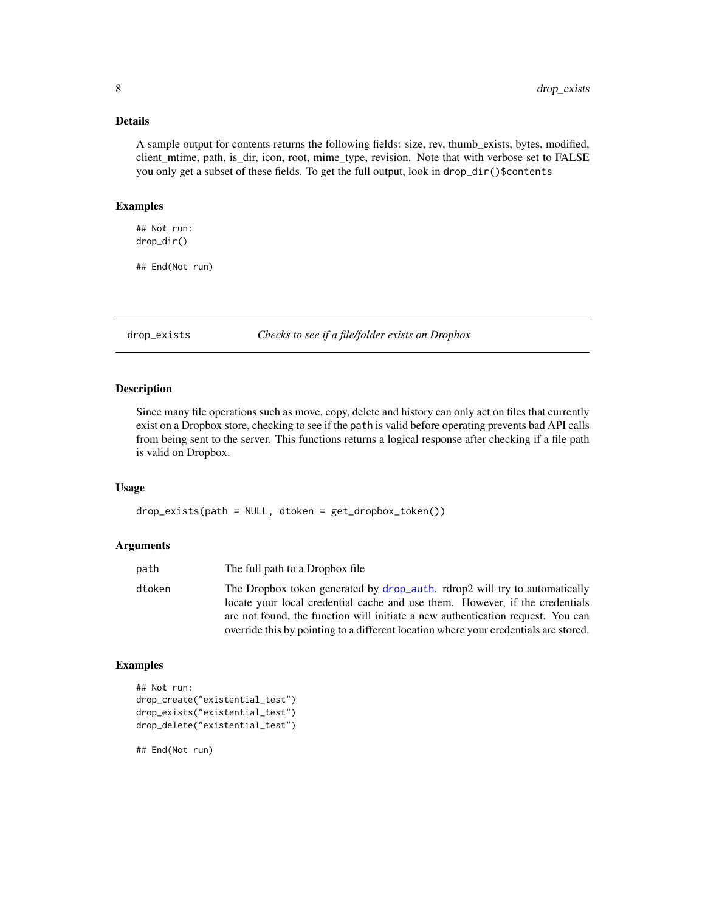### Details

A sample output for contents returns the following fields: size, rev, thumb_exists, bytes, modified, client_mtime, path, is_dir, icon, root, mime_type, revision. Note that with verbose set to FALSE you only get a subset of these fields. To get the full output, look in `drop_dir()$contents`

### Examples

```
## Not run:
drop_dir()

## End(Not run)
```

---

## drop_exists — *Checks to see if a file/folder exists on Dropbox*

---

### Description

Since many file operations such as move, copy, delete and history can only act on files that currently exist on a Dropbox store, checking to see if the `path` is valid before operating prevents bad API calls from being sent to the server. This functions returns a logical response after checking if a file path is valid on Dropbox.

### Usage

```
drop_exists(path = NULL, dtoken = get_dropbox_token())
```

### Arguments

| | |
|---|---|
| path | The full path to a Dropbox file |
| dtoken | The Dropbox token generated by drop_auth. rdrop2 will try to automatically locate your local credential cache and use them. However, if the credentials are not found, the function will initiate a new authentication request. You can override this by pointing to a different location where your credentials are stored. |

### Examples

```
## Not run:
drop_create("existential_test")
drop_exists("existential_test")
drop_delete("existential_test")

## End(Not run)
```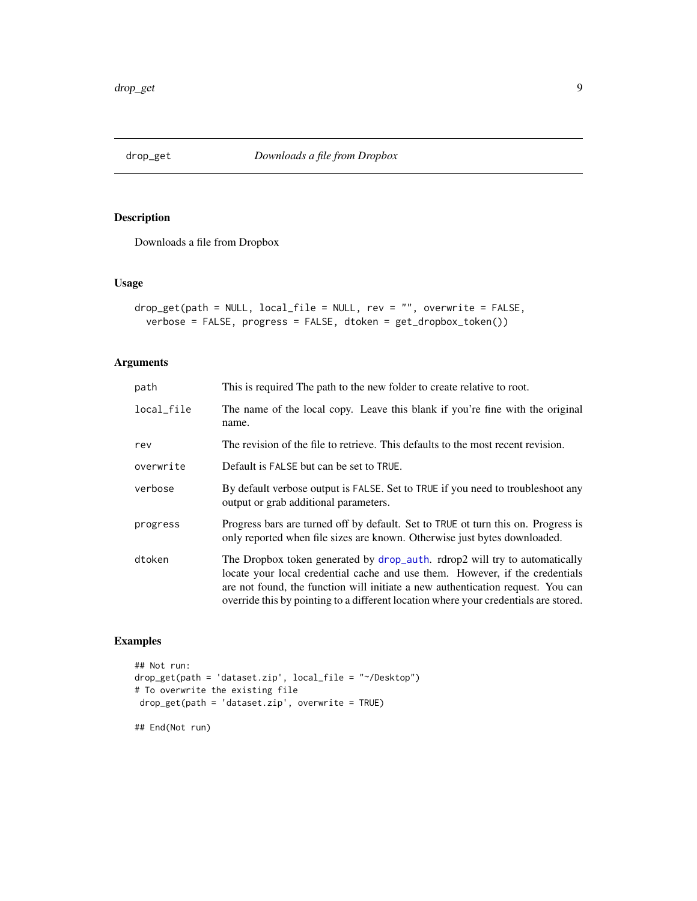## drop_get — *Downloads a file from Dropbox*

### Description

Downloads a file from Dropbox

### Usage

```
drop_get(path = NULL, local_file = NULL, rev = "", overwrite = FALSE,
  verbose = FALSE, progress = FALSE, dtoken = get_dropbox_token())
```

### Arguments

| Argument | Description |
| --- | --- |
| `path` | This is required The path to the new folder to create relative to root. |
| `local_file` | The name of the local copy. Leave this blank if you're fine with the original name. |
| `rev` | The revision of the file to retrieve. This defaults to the most recent revision. |
| `overwrite` | Default is `FALSE` but can be set to `TRUE`. |
| `verbose` | By default verbose output is `FALSE`. Set to `TRUE` if you need to troubleshoot any output or grab additional parameters. |
| `progress` | Progress bars are turned off by default. Set to `TRUE` ot turn this on. Progress is only reported when file sizes are known. Otherwise just bytes downloaded. |
| `dtoken` | The Dropbox token generated by `drop_auth`. rdrop2 will try to automatically locate your local credential cache and use them. However, if the credentials are not found, the function will initiate a new authentication request. You can override this by pointing to a different location where your credentials are stored. |

### Examples

```
## Not run:
drop_get(path = 'dataset.zip', local_file = "~/Desktop")
# To overwrite the existing file
 drop_get(path = 'dataset.zip', overwrite = TRUE)

## End(Not run)
```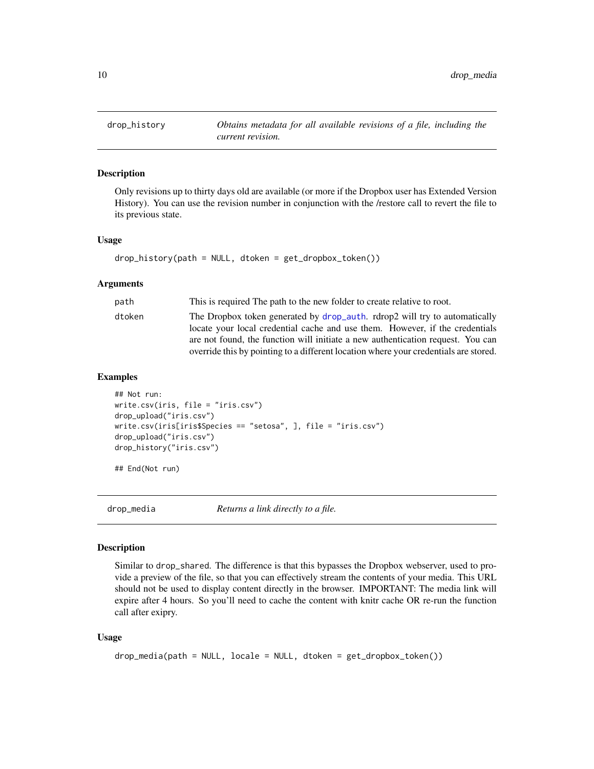## drop_history — *Obtains metadata for all available revisions of a file, including the current revision.*

### Description

Only revisions up to thirty days old are available (or more if the Dropbox user has Extended Version History). You can use the revision number in conjunction with the /restore call to revert the file to its previous state.

### Usage

```
drop_history(path = NULL, dtoken = get_dropbox_token())
```

### Arguments

| | |
|---|---|
| path | This is required The path to the new folder to create relative to root. |
| dtoken | The Dropbox token generated by drop_auth. rdrop2 will try to automatically locate your local credential cache and use them. However, if the credentials are not found, the function will initiate a new authentication request. You can override this by pointing to a different location where your credentials are stored. |

### Examples

```
## Not run:
write.csv(iris, file = "iris.csv")
drop_upload("iris.csv")
write.csv(iris[iris$Species == "setosa", ], file = "iris.csv")
drop_upload("iris.csv")
drop_history("iris.csv")

## End(Not run)
```

## drop_media — *Returns a link directly to a file.*

### Description

Similar to `drop_shared`. The difference is that this bypasses the Dropbox webserver, used to provide a preview of the file, so that you can effectively stream the contents of your media. This URL should not be used to display content directly in the browser. IMPORTANT: The media link will expire after 4 hours. So you'll need to cache the content with knitr cache OR re-run the function call after exipry.

### Usage

```
drop_media(path = NULL, locale = NULL, dtoken = get_dropbox_token())
```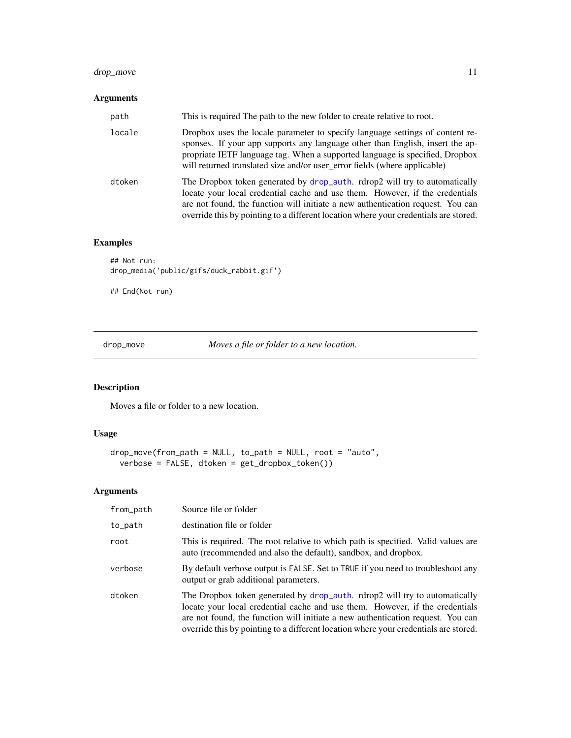### Arguments

| | |
|---|---|
| path | This is required The path to the new folder to create relative to root. |
| locale | Dropbox uses the locale parameter to specify language settings of content responses. If your app supports any language other than English, insert the appropriate IETF language tag. When a supported language is specified, Dropbox will returned translated size and/or user_error fields (where applicable) |
| dtoken | The Dropbox token generated by drop_auth. rdrop2 will try to automatically locate your local credential cache and use them. However, if the credentials are not found, the function will initiate a new authentication request. You can override this by pointing to a different location where your credentials are stored. |

### Examples

```
## Not run:
drop_media('public/gifs/duck_rabbit.gif')

## End(Not run)
```

---

## drop_move *Moves a file or folder to a new location.*

### Description

Moves a file or folder to a new location.

### Usage

```
drop_move(from_path = NULL, to_path = NULL, root = "auto",
  verbose = FALSE, dtoken = get_dropbox_token())
```

### Arguments

| | |
|---|---|
| from_path | Source file or folder |
| to_path | destination file or folder |
| root | This is required. The root relative to which path is specified. Valid values are auto (recommended and also the default), sandbox, and dropbox. |
| verbose | By default verbose output is FALSE. Set to TRUE if you need to troubleshoot any output or grab additional parameters. |
| dtoken | The Dropbox token generated by drop_auth. rdrop2 will try to automatically locate your local credential cache and use them. However, if the credentials are not found, the function will initiate a new authentication request. You can override this by pointing to a different location where your credentials are stored. |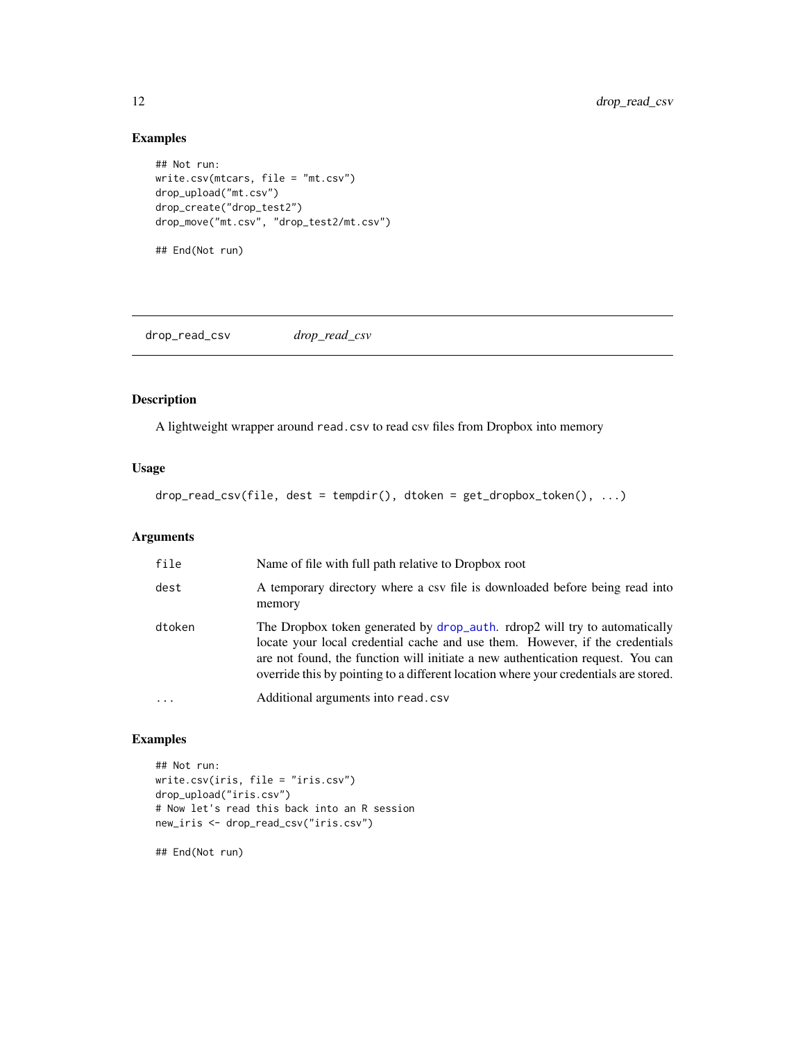## Examples

```
## Not run:
write.csv(mtcars, file = "mt.csv")
drop_upload("mt.csv")
drop_create("drop_test2")
drop_move("mt.csv", "drop_test2/mt.csv")

## End(Not run)
```

---

# drop_read_csv *drop_read_csv*

---

## Description

A lightweight wrapper around `read.csv` to read csv files from Dropbox into memory

## Usage

```
drop_read_csv(file, dest = tempdir(), dtoken = get_dropbox_token(), ...)
```

## Arguments

| | |
|---|---|
| `file` | Name of file with full path relative to Dropbox root |
| `dest` | A temporary directory where a csv file is downloaded before being read into memory |
| `dtoken` | The Dropbox token generated by `drop_auth`. rdrop2 will try to automatically locate your local credential cache and use them. However, if the credentials are not found, the function will initiate a new authentication request. You can override this by pointing to a different location where your credentials are stored. |
| `...` | Additional arguments into `read.csv` |

## Examples

```
## Not run:
write.csv(iris, file = "iris.csv")
drop_upload("iris.csv")
# Now let's read this back into an R session
new_iris <- drop_read_csv("iris.csv")

## End(Not run)
```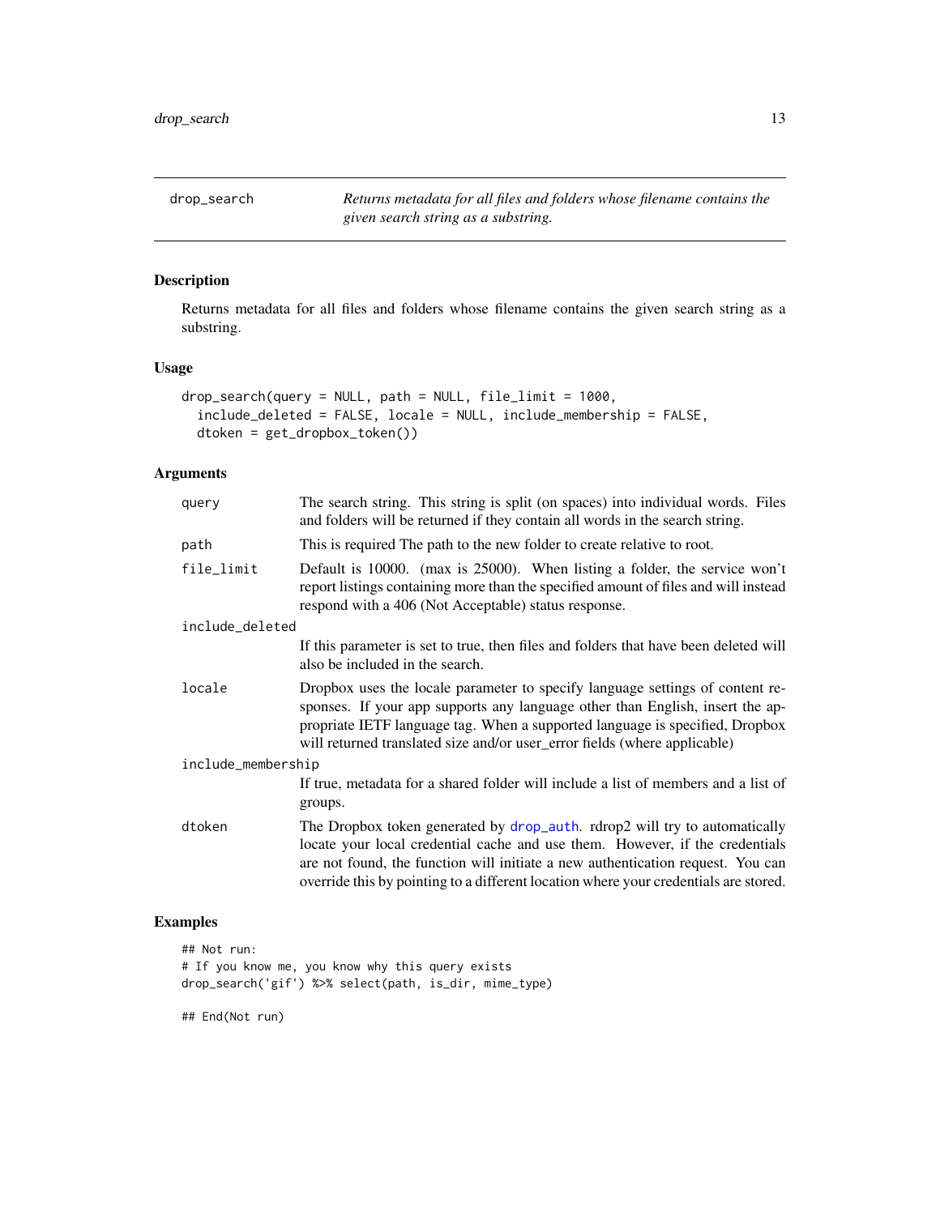drop_search — *Returns metadata for all files and folders whose filename contains the given search string as a substring.*

### Description

Returns metadata for all files and folders whose filename contains the given search string as a substring.

### Usage

```
drop_search(query = NULL, path = NULL, file_limit = 1000,
  include_deleted = FALSE, locale = NULL, include_membership = FALSE,
  dtoken = get_dropbox_token())
```

### Arguments

| Argument | Description |
| --- | --- |
| `query` | The search string. This string is split (on spaces) into individual words. Files and folders will be returned if they contain all words in the search string. |
| `path` | This is required The path to the new folder to create relative to root. |
| `file_limit` | Default is 10000. (max is 25000). When listing a folder, the service won't report listings containing more than the specified amount of files and will instead respond with a 406 (Not Acceptable) status response. |
| `include_deleted` | If this parameter is set to true, then files and folders that have been deleted will also be included in the search. |
| `locale` | Dropbox uses the locale parameter to specify language settings of content responses. If your app supports any language other than English, insert the appropriate IETF language tag. When a supported language is specified, Dropbox will returned translated size and/or user_error fields (where applicable) |
| `include_membership` | If true, metadata for a shared folder will include a list of members and a list of groups. |
| `dtoken` | The Dropbox token generated by drop_auth. rdrop2 will try to automatically locate your local credential cache and use them. However, if the credentials are not found, the function will initiate a new authentication request. You can override this by pointing to a different location where your credentials are stored. |

### Examples

```
## Not run:
# If you know me, you know why this query exists
drop_search('gif') %>% select(path, is_dir, mime_type)

## End(Not run)
```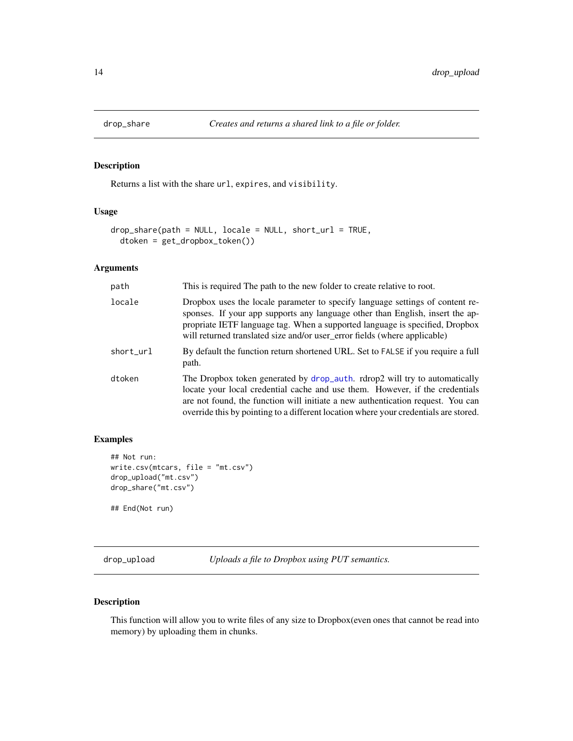## drop_share — *Creates and returns a shared link to a file or folder.*

### Description

Returns a list with the share `url`, `expires`, and `visibility`.

### Usage

```
drop_share(path = NULL, locale = NULL, short_url = TRUE,
  dtoken = get_dropbox_token())
```

### Arguments

| Argument | Description |
|---|---|
| `path` | This is required The path to the new folder to create relative to root. |
| `locale` | Dropbox uses the locale parameter to specify language settings of content responses. If your app supports any language other than English, insert the appropriate IETF language tag. When a supported language is specified, Dropbox will returned translated size and/or user_error fields (where applicable) |
| `short_url` | By default the function return shortened URL. Set to `FALSE` if you require a full path. |
| `dtoken` | The Dropbox token generated by `drop_auth`. rdrop2 will try to automatically locate your local credential cache and use them. However, if the credentials are not found, the function will initiate a new authentication request. You can override this by pointing to a different location where your credentials are stored. |

### Examples

```
## Not run:
write.csv(mtcars, file = "mt.csv")
drop_upload("mt.csv")
drop_share("mt.csv")

## End(Not run)
```

## drop_upload — *Uploads a file to Dropbox using PUT semantics.*

### Description

This function will allow you to write files of any size to Dropbox(even ones that cannot be read into memory) by uploading them in chunks.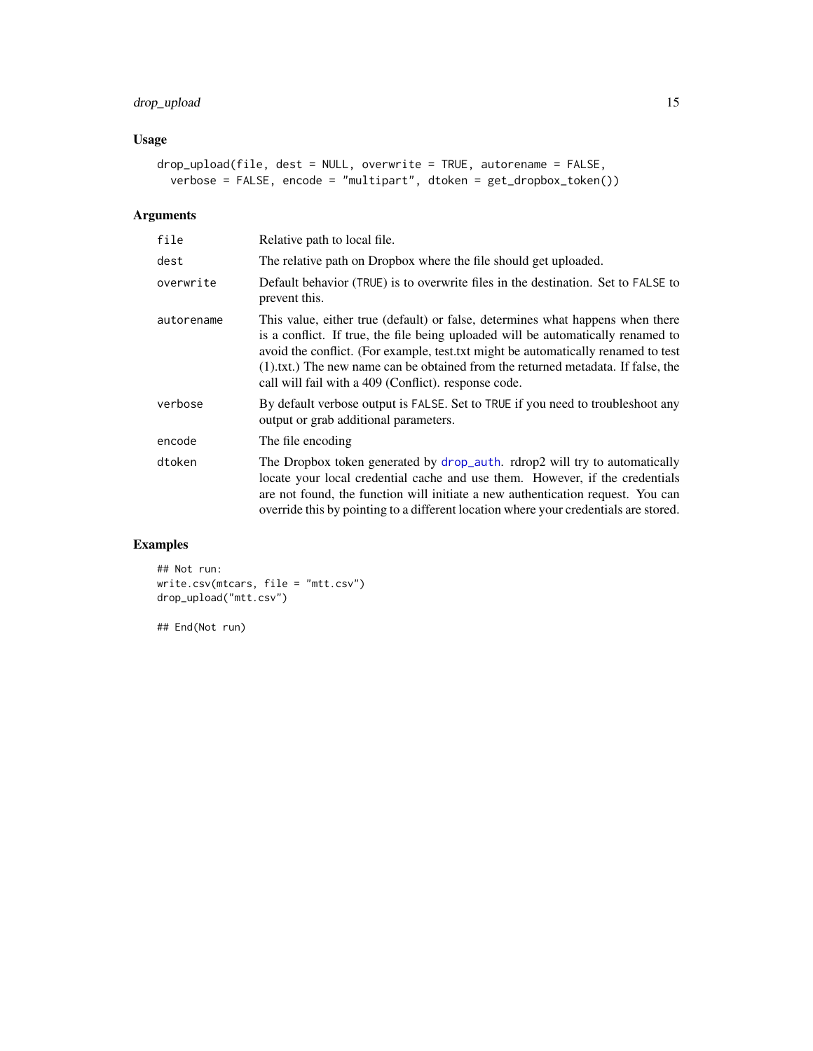### Usage

```
drop_upload(file, dest = NULL, overwrite = TRUE, autorename = FALSE,
  verbose = FALSE, encode = "multipart", dtoken = get_dropbox_token())
```

### Arguments

| | |
|---|---|
| file | Relative path to local file. |
| dest | The relative path on Dropbox where the file should get uploaded. |
| overwrite | Default behavior (TRUE) is to overwrite files in the destination. Set to FALSE to prevent this. |
| autorename | This value, either true (default) or false, determines what happens when there is a conflict. If true, the file being uploaded will be automatically renamed to avoid the conflict. (For example, test.txt might be automatically renamed to test (1).txt.) The new name can be obtained from the returned metadata. If false, the call will fail with a 409 (Conflict). response code. |
| verbose | By default verbose output is FALSE. Set to TRUE if you need to troubleshoot any output or grab additional parameters. |
| encode | The file encoding |
| dtoken | The Dropbox token generated by drop_auth. rdrop2 will try to automatically locate your local credential cache and use them. However, if the credentials are not found, the function will initiate a new authentication request. You can override this by pointing to a different location where your credentials are stored. |

### Examples

```
## Not run:
write.csv(mtcars, file = "mtt.csv")
drop_upload("mtt.csv")

## End(Not run)
```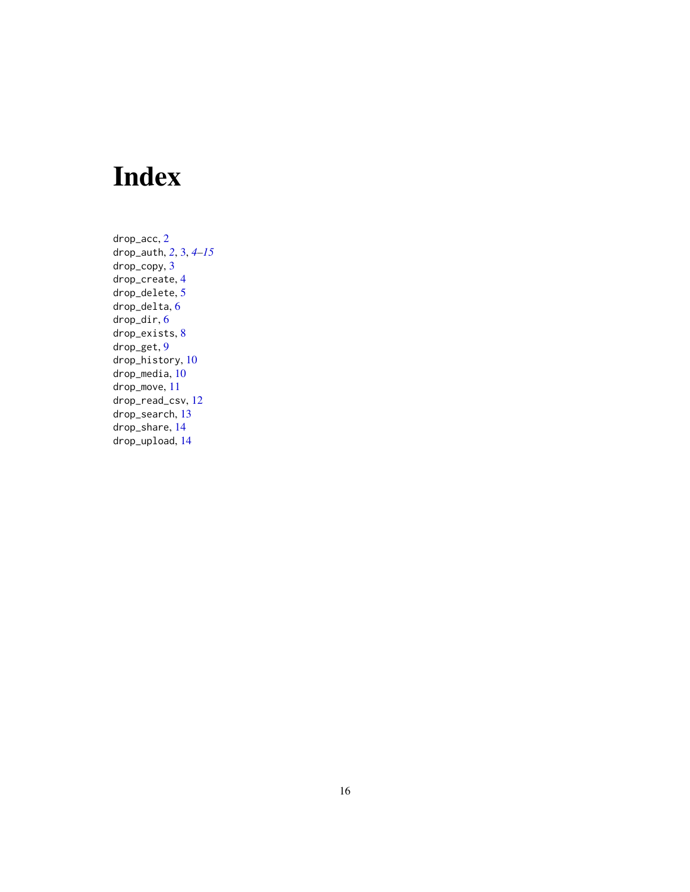# Index

drop_acc, 2
drop_auth, *2*, 3, *4–15*
drop_copy, 3
drop_create, 4
drop_delete, 5
drop_delta, 6
drop_dir, 6
drop_exists, 8
drop_get, 9
drop_history, 10
drop_media, 10
drop_move, 11
drop_read_csv, 12
drop_search, 13
drop_share, 14
drop_upload, 14